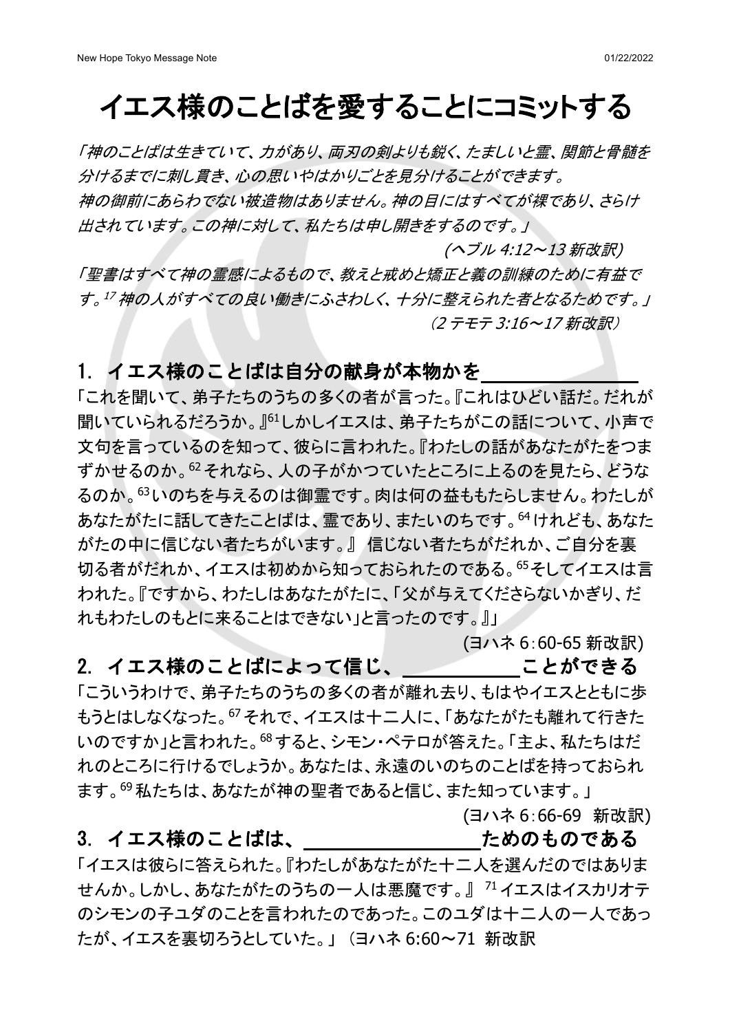# イエス様のことばを愛することにコミットする

*「神のことばは生きていて、力があり、両刃の剣よりも鋭く、たましいと霊、関節と骨髄を分けるまでに刺し貫き、心の思いやはかりごとを見分けることができます。*
*神の御前にあらわでない被造物はありません。神の目にはすべてが裸であり、さらけ出されています。この神に対して、私たちは申し開きをするのです。」*

*(ヘブル 4:12～13 新改訳)*

*「聖書はすべて神の霊感によるもので、教えと戒めと矯正と義の訓練のために有益です。[17] 神の人がすべての良い働きにふさわしく、十分に整えられた者となるためです。」*

*（2 テモテ 3:16～17 新改訳）*

## 1. イエス様のことばは自分の献身が本物かを＿＿＿＿＿＿＿

「これを聞いて、弟子たちのうちの多くの者が言った。『これはひどい話だ。だれが聞いていられるだろうか。』[61]しかしイエスは、弟子たちがこの話について、小声で文句を言っているのを知って、彼らに言われた。『わたしの話があなたがたをつまずかせるのか。[62] それなら、人の子がかつていたところに上るのを見たら、どうなるのか。[63]いのちを与えるのは御霊です。肉は何の益ももたらしません。わたしがあなたがたに話してきたことばは、霊であり、またいのちです。[64] けれども、あなたがたの中に信じない者たちがいます。』 信じない者たちがだれか、ご自分を裏切る者がだれか、イエスは初めから知っておられたのである。[65]そしてイエスは言われた。『ですから、わたしはあなたがたに、「父が与えてくださらないかぎり、だれもわたしのもとに来ることはできない」と言ったのです。』」

(ヨハネ 6：60-65 新改訳)

## 2. イエス様のことばによって信じ、＿＿＿＿＿＿ことができる

「こういうわけで、弟子たちのうちの多くの者が離れ去り、もはやイエスとともに歩もうとはしなくなった。[67] それで、イエスは十二人に、「あなたがたも離れて行きたいのですか」と言われた。[68] すると、シモン・ペテロが答えた。「主よ、私たちはだれのところに行けるでしょうか。あなたは、永遠のいのちのことばを持っておられます。[69] 私たちは、あなたが神の聖者であると信じ、また知っています。」

(ヨハネ 6：66-69 新改訳)

## 3. イエス様のことばは、＿＿＿＿＿＿＿＿＿ためのものである

「イエスは彼らに答えられた。『わたしがあなたがた十二人を選んだのではありませんか。しかし、あなたがたのうちの一人は悪魔です。』 [71] イエスはイスカリオテのシモンの子ユダのことを言われたのであった。このユダは十二人の一人であったが、イエスを裏切ろうとしていた。」（ヨハネ 6:60～71 新改訳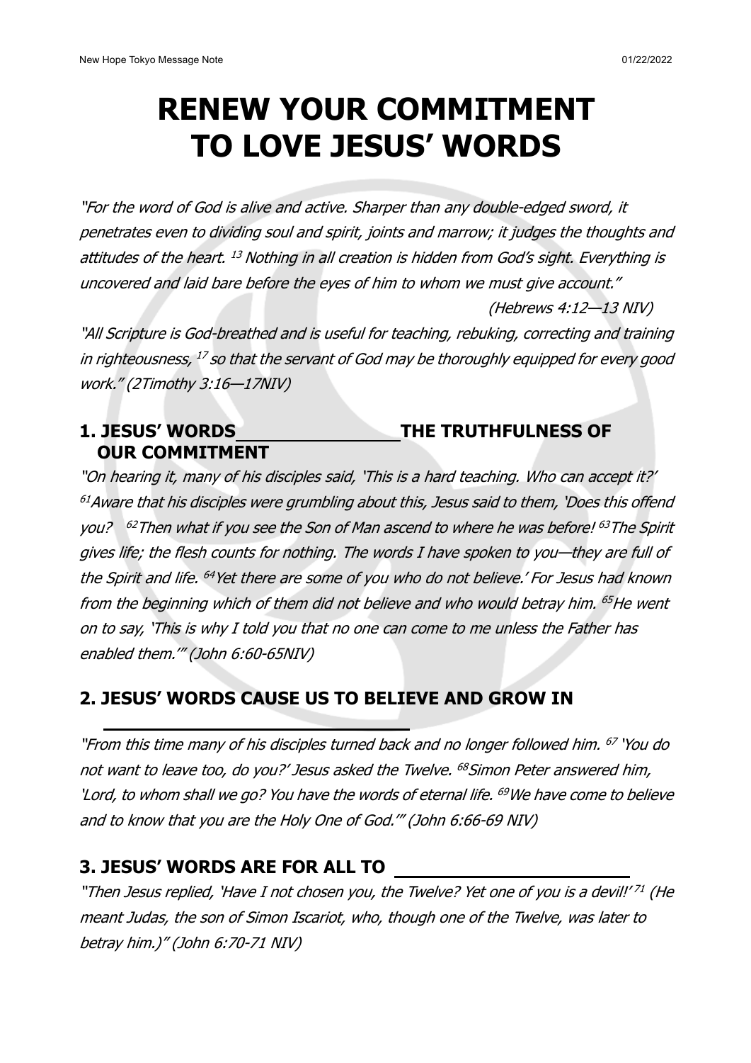# RENEW YOUR COMMITMENT TO LOVE JESUS' WORDS

*"For the word of God is alive and active. Sharper than any double-edged sword, it penetrates even to dividing soul and spirit, joints and marrow; it judges the thoughts and attitudes of the heart. [13] Nothing in all creation is hidden from God's sight. Everything is uncovered and laid bare before the eyes of him to whom we must give account."*

*(Hebrews 4:12—13 NIV)*

*"All Scripture is God-breathed and is useful for teaching, rebuking, correcting and training in righteousness, [17] so that the servant of God may be thoroughly equipped for every good work." (2Timothy 3:16—17NIV)*

## 1. JESUS' WORDS ____________ THE TRUTHFULNESS OF OUR COMMITMENT

*"On hearing it, many of his disciples said, 'This is a hard teaching. Who can accept it?' [61] Aware that his disciples were grumbling about this, Jesus said to them, 'Does this offend you? [62] Then what if you see the Son of Man ascend to where he was before! [63] The Spirit gives life; the flesh counts for nothing. The words I have spoken to you—they are full of the Spirit and life. [64] Yet there are some of you who do not believe.' For Jesus had known from the beginning which of them did not believe and who would betray him. [65] He went on to say, 'This is why I told you that no one can come to me unless the Father has enabled them.'" (John 6:60-65NIV)*

## 2. JESUS' WORDS CAUSE US TO BELIEVE AND GROW IN ____________

*"From this time many of his disciples turned back and no longer followed him. [67] 'You do not want to leave too, do you?' Jesus asked the Twelve. [68] Simon Peter answered him, 'Lord, to whom shall we go? You have the words of eternal life. [69] We have come to believe and to know that you are the Holy One of God.'" (John 6:66-69 NIV)*

## 3. JESUS' WORDS ARE FOR ALL TO ____________

*"Then Jesus replied, 'Have I not chosen you, the Twelve? Yet one of you is a devil!' [71] (He meant Judas, the son of Simon Iscariot, who, though one of the Twelve, was later to betray him.)" (John 6:70-71 NIV)*